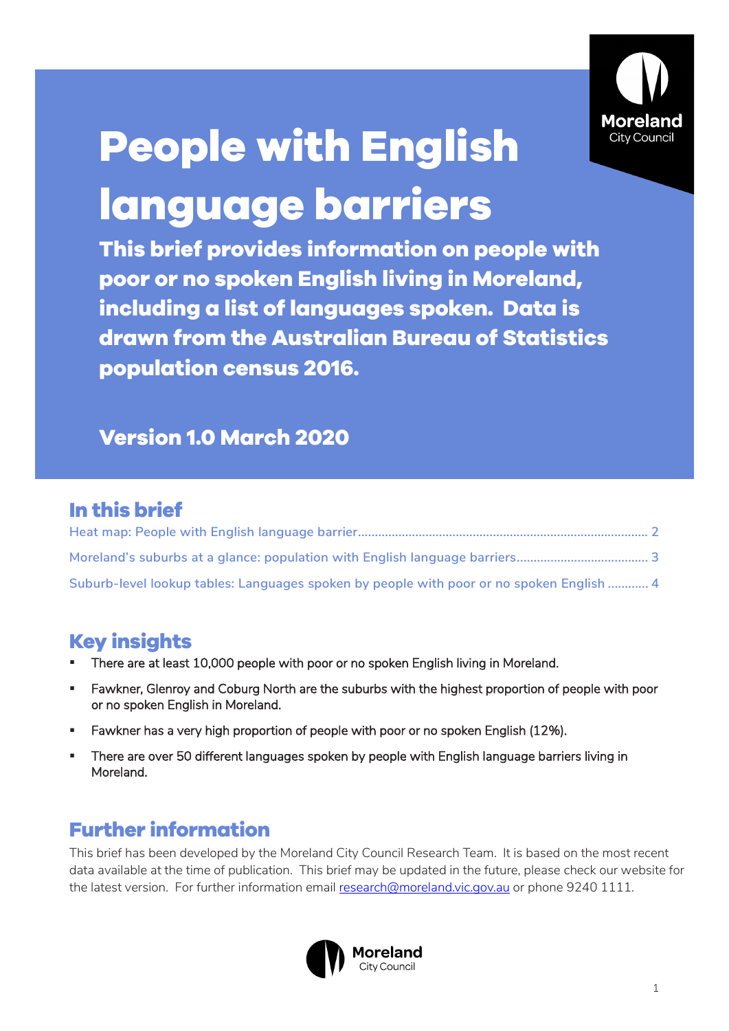# People with English language barriers

**This brief provides information on people with poor or no spoken English living in Moreland, including a list of languages spoken. Data is drawn from the Australian Bureau of Statistics population census 2016.**

**Version 1.0 March 2020**

## In this brief

Heat map: People with English language barrier ........ 2

Moreland's suburbs at a glance: population with English language barriers ........ 3

Suburb-level lookup tables: Languages spoken by people with poor or no spoken English ........ 4

## Key insights

- There are at least 10,000 people with poor or no spoken English living in Moreland.
- Fawkner, Glenroy and Coburg North are the suburbs with the highest proportion of people with poor or no spoken English in Moreland.
- Fawkner has a very high proportion of people with poor or no spoken English (12%).
- There are over 50 different languages spoken by people with English language barriers living in Moreland.

## Further information

This brief has been developed by the Moreland City Council Research Team. It is based on the most recent data available at the time of publication. This brief may be updated in the future, please check our website for the latest version. For further information email research@moreland.vic.gov.au or phone 9240 1111.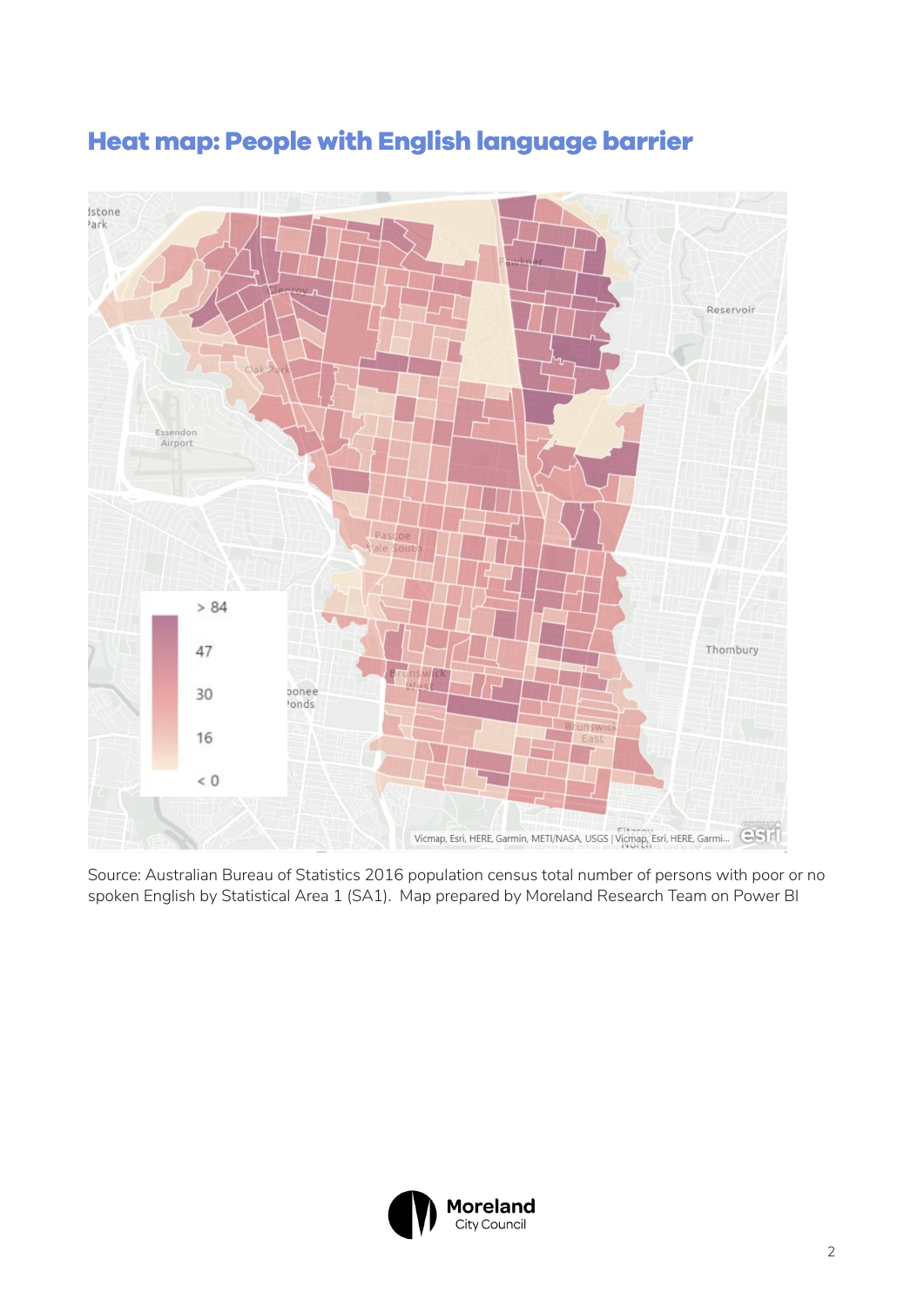# Heat map: People with English language barrier

Source: Australian Bureau of Statistics 2016 population census total number of persons with poor or no spoken English by Statistical Area 1 (SA1). Map prepared by Moreland Research Team on Power BI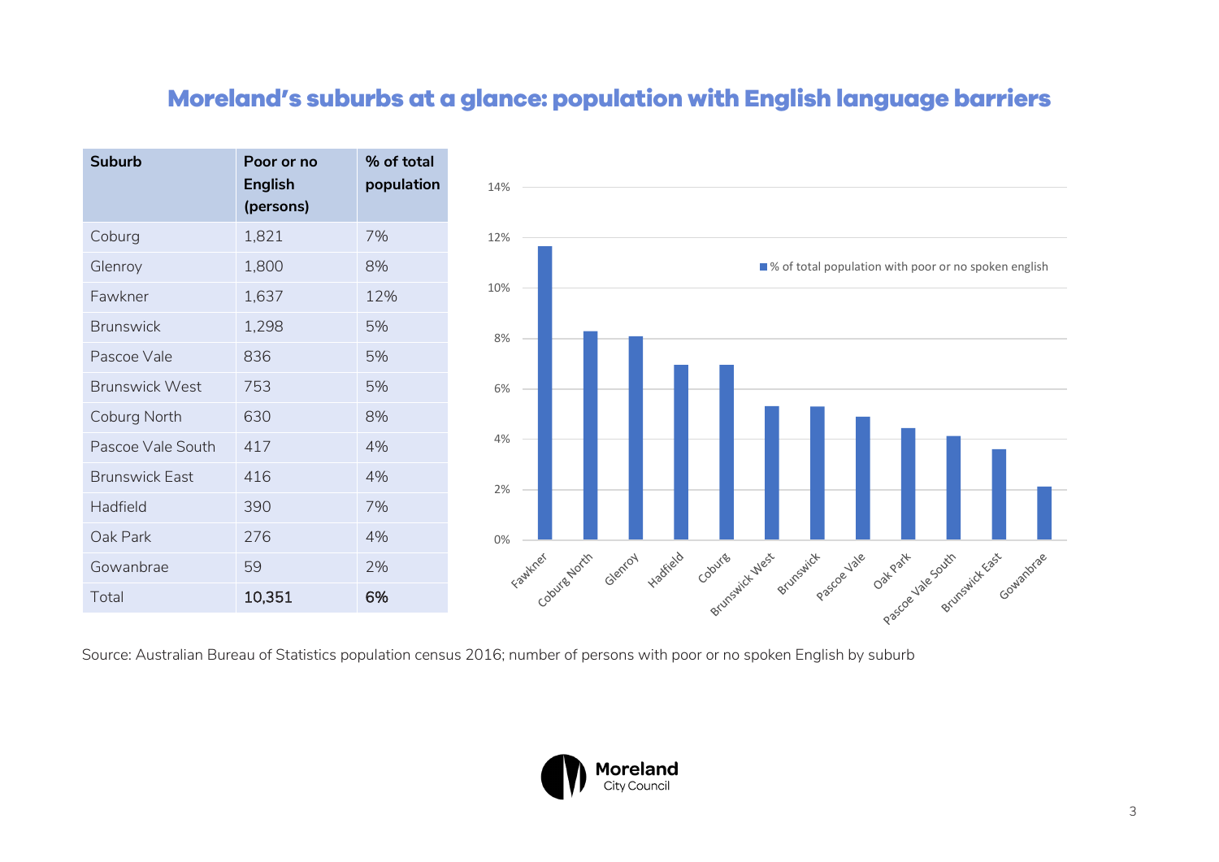# Moreland's suburbs at a glance: population with English language barriers

| Suburb | Poor or no English (persons) | % of total population |
|---|---|---|
| Coburg | 1,821 | 7% |
| Glenroy | 1,800 | 8% |
| Fawkner | 1,637 | 12% |
| Brunswick | 1,298 | 5% |
| Pascoe Vale | 836 | 5% |
| Brunswick West | 753 | 5% |
| Coburg North | 630 | 8% |
| Pascoe Vale South | 417 | 4% |
| Brunswick East | 416 | 4% |
| Hadfield | 390 | 7% |
| Oak Park | 276 | 4% |
| Gowanbrae | 59 | 2% |
| Total | **10,351** | **6%** |

■ % of total population with poor or no spoken english

Fawkner, Coburg North, Glenroy, Hadfield, Coburg, Brunswick West, Brunswick, Pascoe Vale, Oak Park, Pascoe Vale South, Brunswick East, Gowanbrae

Source: Australian Bureau of Statistics population census 2016; number of persons with poor or no spoken English by suburb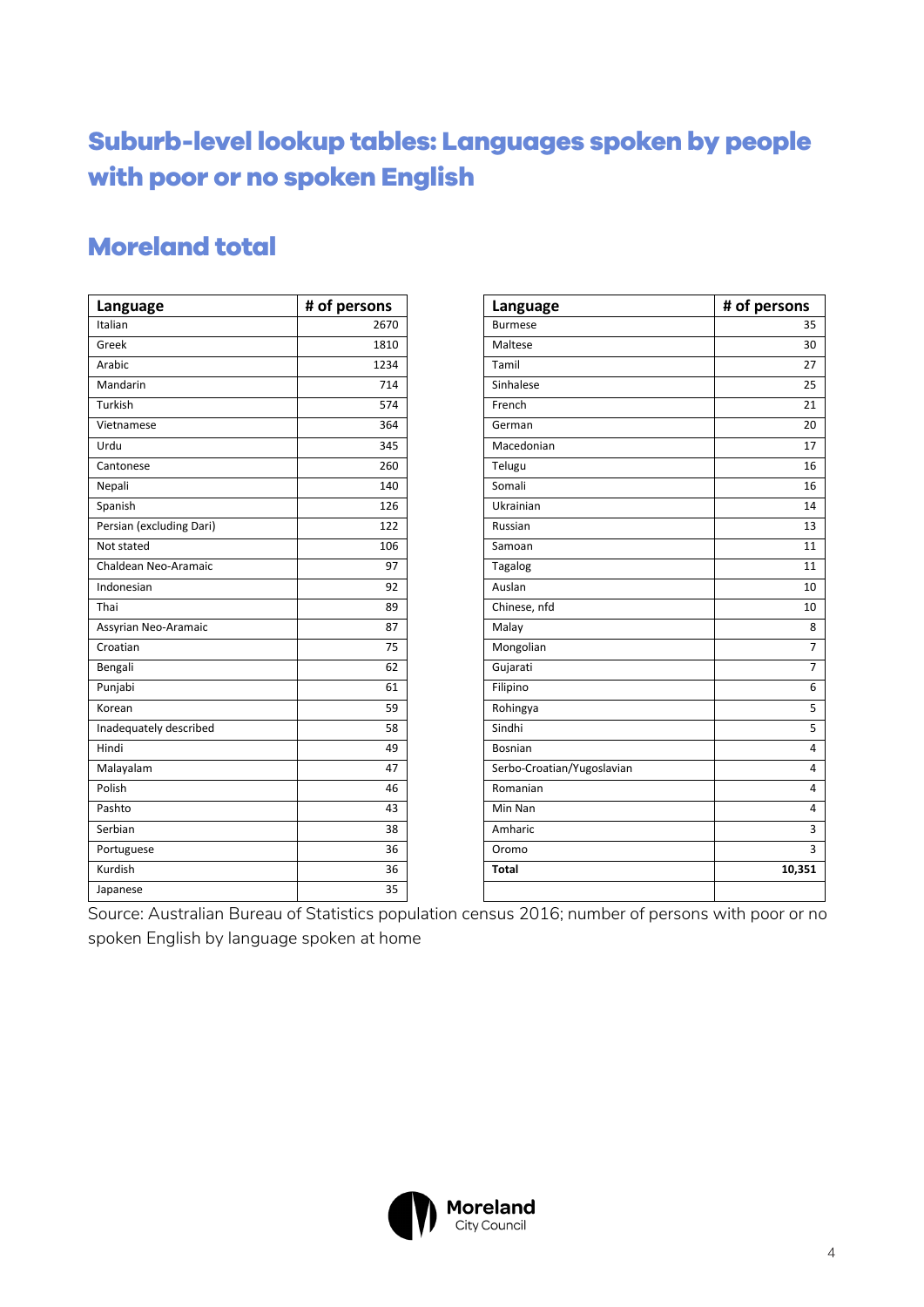# Suburb-level lookup tables: Languages spoken by people with poor or no spoken English

## Moreland total

| Language | # of persons |
|---|---|
| Italian | 2670 |
| Greek | 1810 |
| Arabic | 1234 |
| Mandarin | 714 |
| Turkish | 574 |
| Vietnamese | 364 |
| Urdu | 345 |
| Cantonese | 260 |
| Nepali | 140 |
| Spanish | 126 |
| Persian (excluding Dari) | 122 |
| Not stated | 106 |
| Chaldean Neo-Aramaic | 97 |
| Indonesian | 92 |
| Thai | 89 |
| Assyrian Neo-Aramaic | 87 |
| Croatian | 75 |
| Bengali | 62 |
| Punjabi | 61 |
| Korean | 59 |
| Inadequately described | 58 |
| Hindi | 49 |
| Malayalam | 47 |
| Polish | 46 |
| Pashto | 43 |
| Serbian | 38 |
| Portuguese | 36 |
| Kurdish | 36 |
| Japanese | 35 |

| Language | # of persons |
|---|---|
| Burmese | 35 |
| Maltese | 30 |
| Tamil | 27 |
| Sinhalese | 25 |
| French | 21 |
| German | 20 |
| Macedonian | 17 |
| Telugu | 16 |
| Somali | 16 |
| Ukrainian | 14 |
| Russian | 13 |
| Samoan | 11 |
| Tagalog | 11 |
| Auslan | 10 |
| Chinese, nfd | 10 |
| Malay | 8 |
| Mongolian | 7 |
| Gujarati | 7 |
| Filipino | 6 |
| Rohingya | 5 |
| Sindhi | 5 |
| Bosnian | 4 |
| Serbo-Croatian/Yugoslavian | 4 |
| Romanian | 4 |
| Min Nan | 4 |
| Amharic | 3 |
| Oromo | 3 |
| **Total** | **10,351** |

Source: Australian Bureau of Statistics population census 2016; number of persons with poor or no spoken English by language spoken at home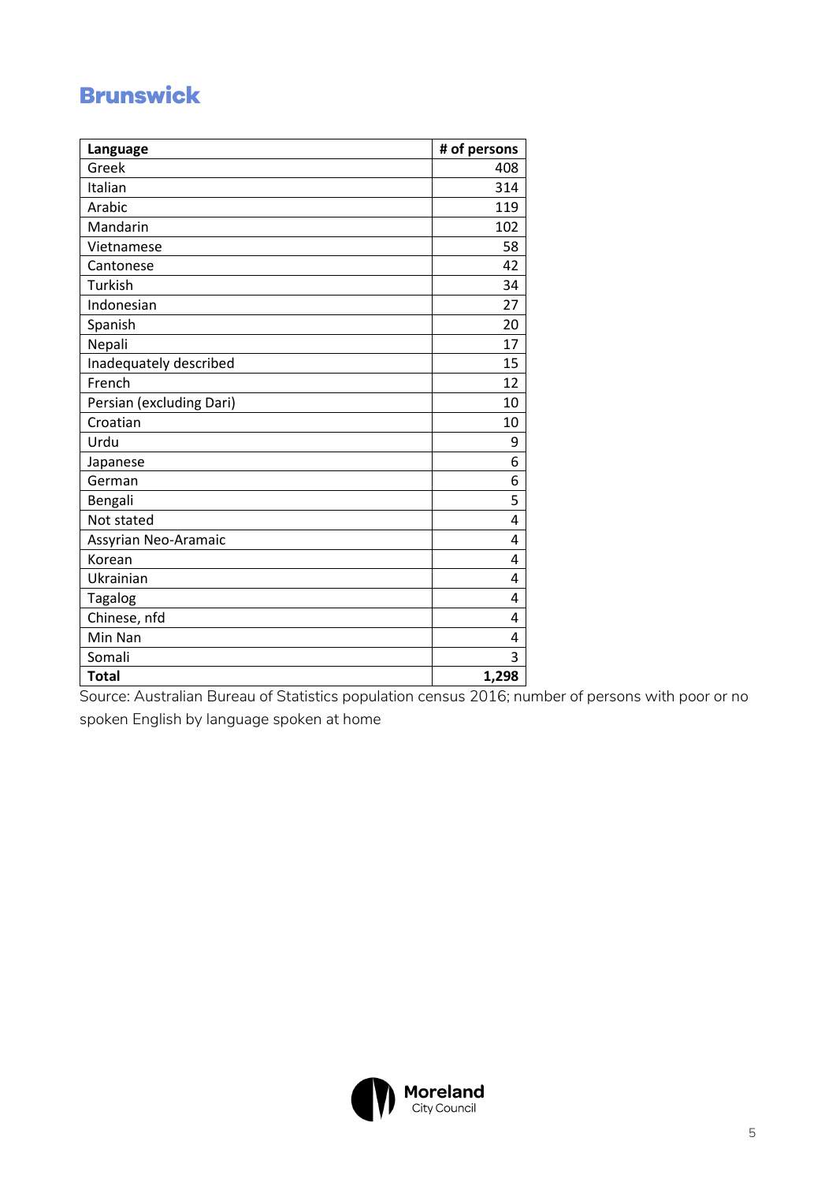## Brunswick

| Language | # of persons |
|---|---|
| Greek | 408 |
| Italian | 314 |
| Arabic | 119 |
| Mandarin | 102 |
| Vietnamese | 58 |
| Cantonese | 42 |
| Turkish | 34 |
| Indonesian | 27 |
| Spanish | 20 |
| Nepali | 17 |
| Inadequately described | 15 |
| French | 12 |
| Persian (excluding Dari) | 10 |
| Croatian | 10 |
| Urdu | 9 |
| Japanese | 6 |
| German | 6 |
| Bengali | 5 |
| Not stated | 4 |
| Assyrian Neo-Aramaic | 4 |
| Korean | 4 |
| Ukrainian | 4 |
| Tagalog | 4 |
| Chinese, nfd | 4 |
| Min Nan | 4 |
| Somali | 3 |
| **Total** | **1,298** |

Source: Australian Bureau of Statistics population census 2016; number of persons with poor or no spoken English by language spoken at home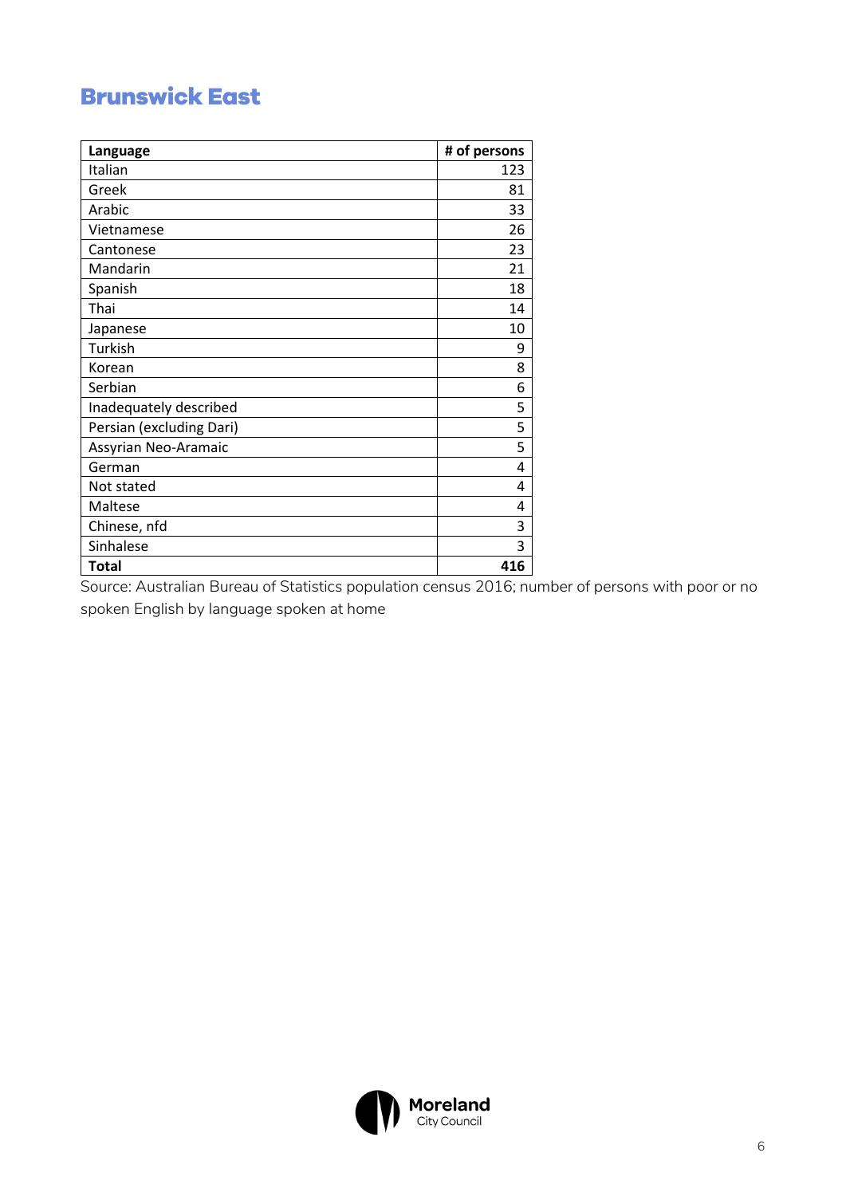## Brunswick East

| Language | # of persons |
|---|---:|
| Italian | 123 |
| Greek | 81 |
| Arabic | 33 |
| Vietnamese | 26 |
| Cantonese | 23 |
| Mandarin | 21 |
| Spanish | 18 |
| Thai | 14 |
| Japanese | 10 |
| Turkish | 9 |
| Korean | 8 |
| Serbian | 6 |
| Inadequately described | 5 |
| Persian (excluding Dari) | 5 |
| Assyrian Neo-Aramaic | 5 |
| German | 4 |
| Not stated | 4 |
| Maltese | 4 |
| Chinese, nfd | 3 |
| Sinhalese | 3 |
| **Total** | **416** |

Source: Australian Bureau of Statistics population census 2016; number of persons with poor or no spoken English by language spoken at home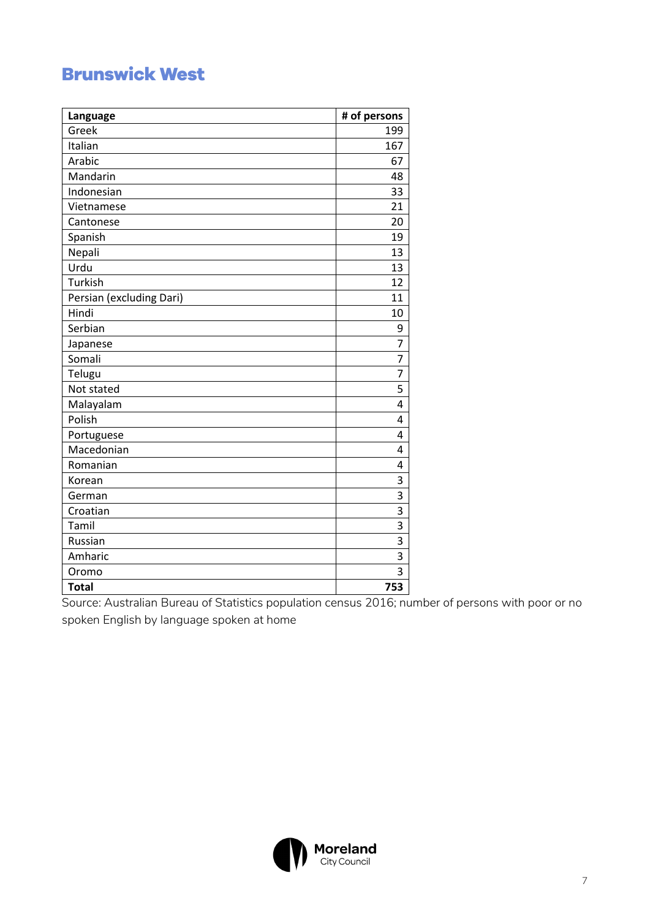## Brunswick West

| Language | # of persons |
|---|---|
| Greek | 199 |
| Italian | 167 |
| Arabic | 67 |
| Mandarin | 48 |
| Indonesian | 33 |
| Vietnamese | 21 |
| Cantonese | 20 |
| Spanish | 19 |
| Nepali | 13 |
| Urdu | 13 |
| Turkish | 12 |
| Persian (excluding Dari) | 11 |
| Hindi | 10 |
| Serbian | 9 |
| Japanese | 7 |
| Somali | 7 |
| Telugu | 7 |
| Not stated | 5 |
| Malayalam | 4 |
| Polish | 4 |
| Portuguese | 4 |
| Macedonian | 4 |
| Romanian | 4 |
| Korean | 3 |
| German | 3 |
| Croatian | 3 |
| Tamil | 3 |
| Russian | 3 |
| Amharic | 3 |
| Oromo | 3 |
| **Total** | **753** |

Source: Australian Bureau of Statistics population census 2016; number of persons with poor or no spoken English by language spoken at home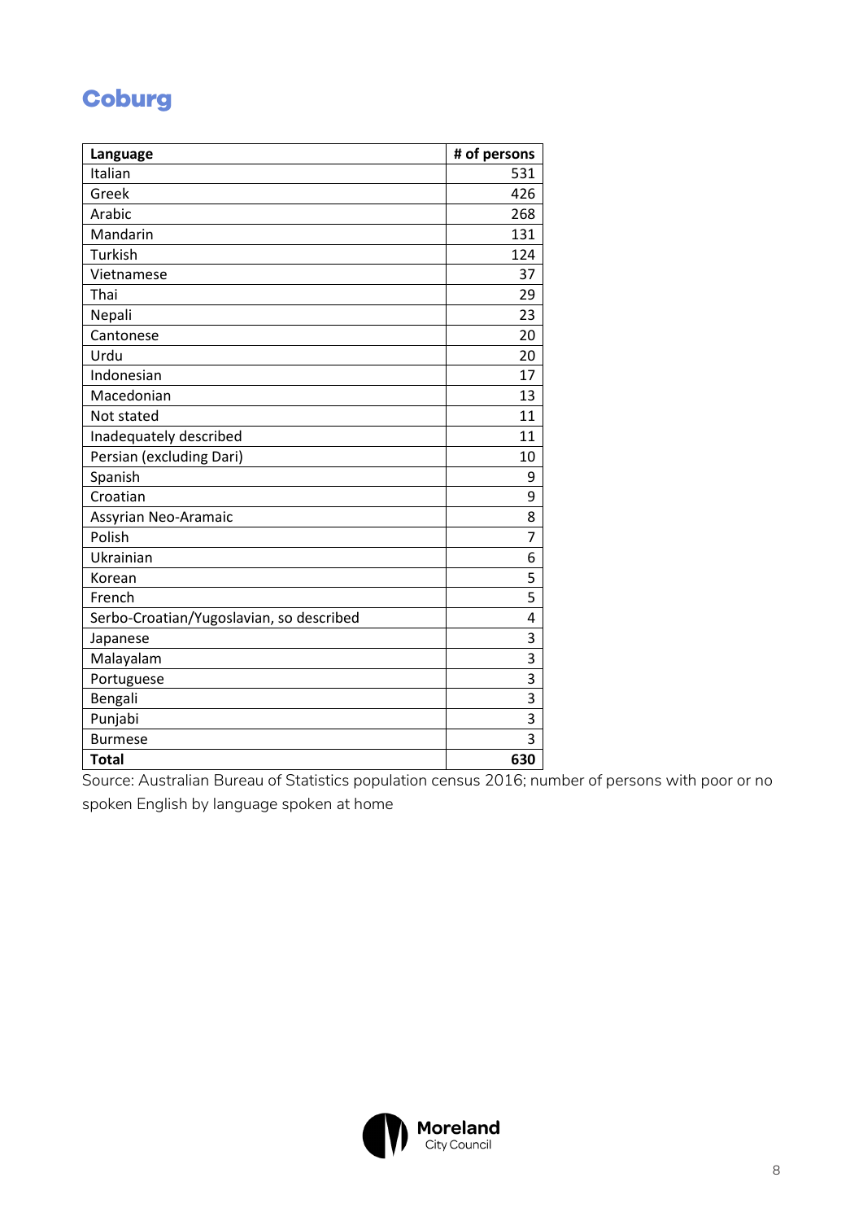# Coburg

| Language | # of persons |
|---|---|
| Italian | 531 |
| Greek | 426 |
| Arabic | 268 |
| Mandarin | 131 |
| Turkish | 124 |
| Vietnamese | 37 |
| Thai | 29 |
| Nepali | 23 |
| Cantonese | 20 |
| Urdu | 20 |
| Indonesian | 17 |
| Macedonian | 13 |
| Not stated | 11 |
| Inadequately described | 11 |
| Persian (excluding Dari) | 10 |
| Spanish | 9 |
| Croatian | 9 |
| Assyrian Neo-Aramaic | 8 |
| Polish | 7 |
| Ukrainian | 6 |
| Korean | 5 |
| French | 5 |
| Serbo-Croatian/Yugoslavian, so described | 4 |
| Japanese | 3 |
| Malayalam | 3 |
| Portuguese | 3 |
| Bengali | 3 |
| Punjabi | 3 |
| Burmese | 3 |
| **Total** | **630** |

Source: Australian Bureau of Statistics population census 2016; number of persons with poor or no spoken English by language spoken at home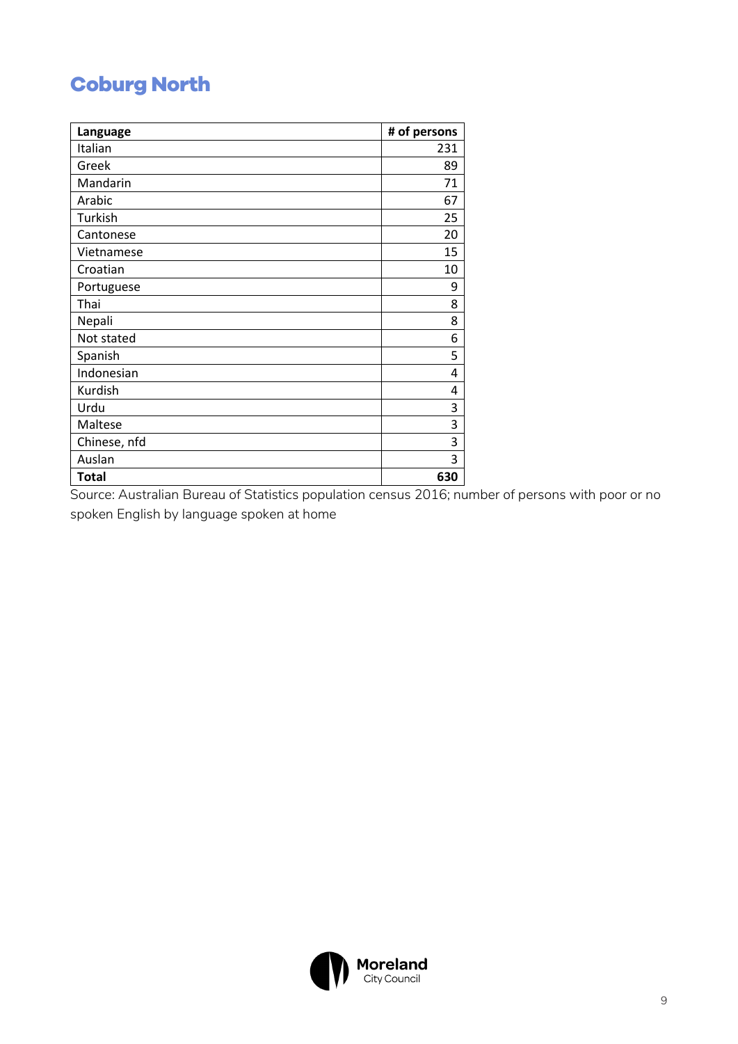# Coburg North

| Language | # of persons |
|---|---|
| Italian | 231 |
| Greek | 89 |
| Mandarin | 71 |
| Arabic | 67 |
| Turkish | 25 |
| Cantonese | 20 |
| Vietnamese | 15 |
| Croatian | 10 |
| Portuguese | 9 |
| Thai | 8 |
| Nepali | 8 |
| Not stated | 6 |
| Spanish | 5 |
| Indonesian | 4 |
| Kurdish | 4 |
| Urdu | 3 |
| Maltese | 3 |
| Chinese, nfd | 3 |
| Auslan | 3 |
| **Total** | **630** |

Source: Australian Bureau of Statistics population census 2016; number of persons with poor or no spoken English by language spoken at home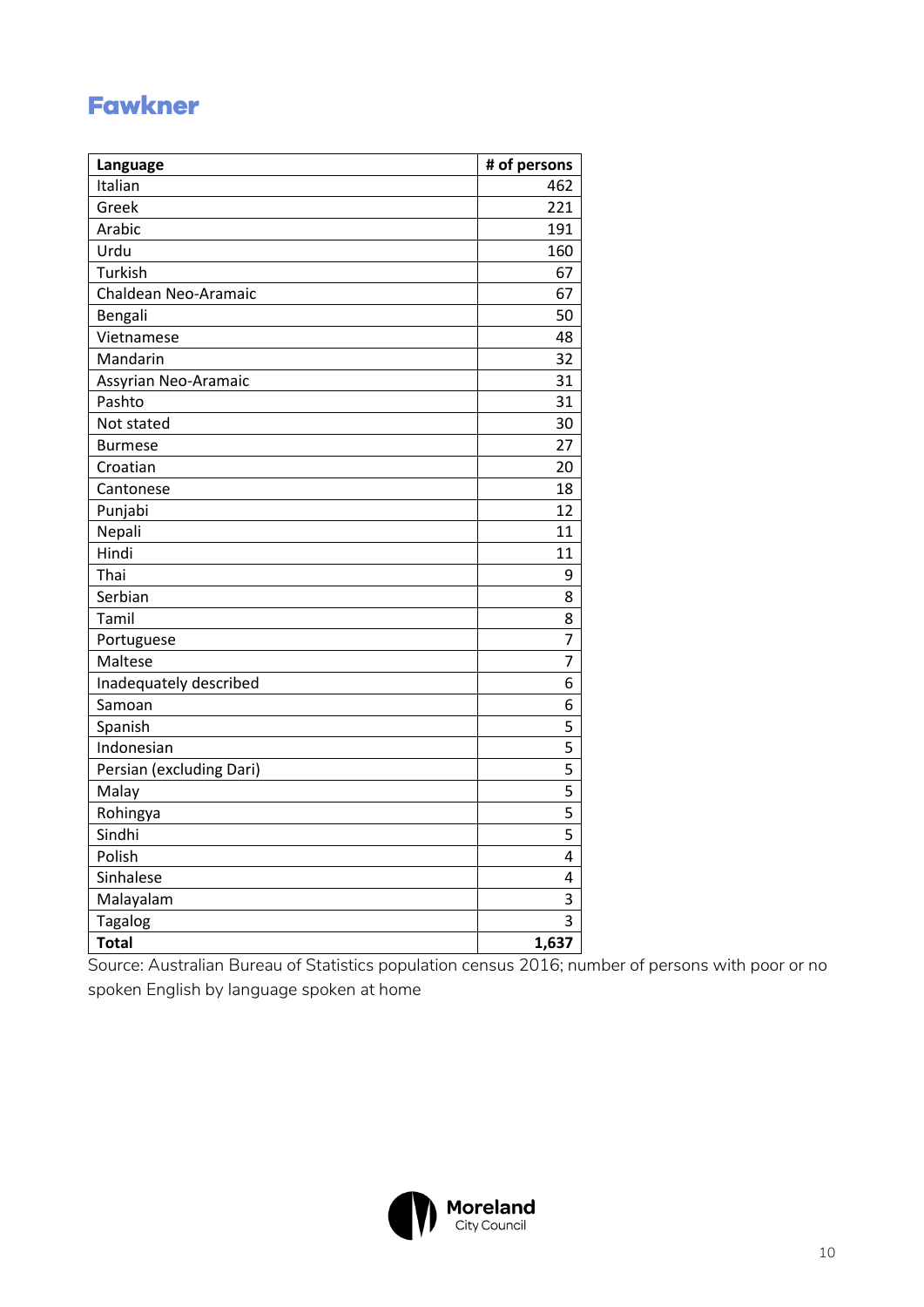## Fawkner

| Language | # of persons |
|---|---|
| Italian | 462 |
| Greek | 221 |
| Arabic | 191 |
| Urdu | 160 |
| Turkish | 67 |
| Chaldean Neo-Aramaic | 67 |
| Bengali | 50 |
| Vietnamese | 48 |
| Mandarin | 32 |
| Assyrian Neo-Aramaic | 31 |
| Pashto | 31 |
| Not stated | 30 |
| Burmese | 27 |
| Croatian | 20 |
| Cantonese | 18 |
| Punjabi | 12 |
| Nepali | 11 |
| Hindi | 11 |
| Thai | 9 |
| Serbian | 8 |
| Tamil | 8 |
| Portuguese | 7 |
| Maltese | 7 |
| Inadequately described | 6 |
| Samoan | 6 |
| Spanish | 5 |
| Indonesian | 5 |
| Persian (excluding Dari) | 5 |
| Malay | 5 |
| Rohingya | 5 |
| Sindhi | 5 |
| Polish | 4 |
| Sinhalese | 4 |
| Malayalam | 3 |
| Tagalog | 3 |
| **Total** | **1,637** |

Source: Australian Bureau of Statistics population census 2016; number of persons with poor or no spoken English by language spoken at home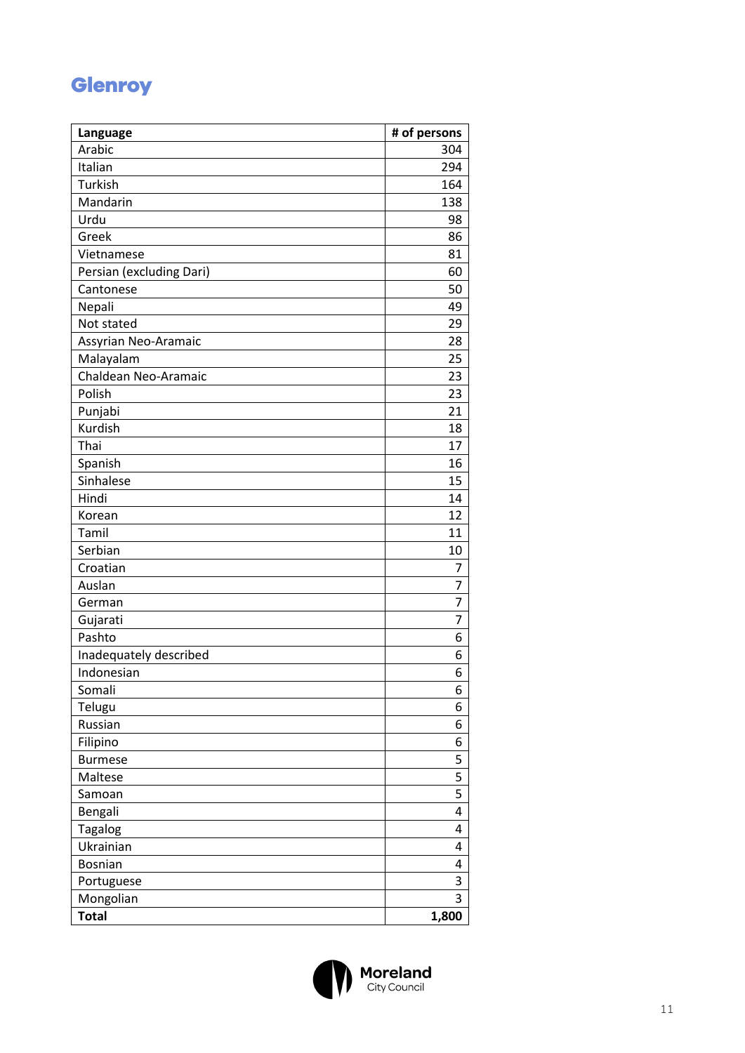## Glenroy

| Language | # of persons |
|---|---|
| Arabic | 304 |
| Italian | 294 |
| Turkish | 164 |
| Mandarin | 138 |
| Urdu | 98 |
| Greek | 86 |
| Vietnamese | 81 |
| Persian (excluding Dari) | 60 |
| Cantonese | 50 |
| Nepali | 49 |
| Not stated | 29 |
| Assyrian Neo-Aramaic | 28 |
| Malayalam | 25 |
| Chaldean Neo-Aramaic | 23 |
| Polish | 23 |
| Punjabi | 21 |
| Kurdish | 18 |
| Thai | 17 |
| Spanish | 16 |
| Sinhalese | 15 |
| Hindi | 14 |
| Korean | 12 |
| Tamil | 11 |
| Serbian | 10 |
| Croatian | 7 |
| Auslan | 7 |
| German | 7 |
| Gujarati | 7 |
| Pashto | 6 |
| Inadequately described | 6 |
| Indonesian | 6 |
| Somali | 6 |
| Telugu | 6 |
| Russian | 6 |
| Filipino | 6 |
| Burmese | 5 |
| Maltese | 5 |
| Samoan | 5 |
| Bengali | 4 |
| Tagalog | 4 |
| Ukrainian | 4 |
| Bosnian | 4 |
| Portuguese | 3 |
| Mongolian | 3 |
| **Total** | **1,800** |

Moreland City Council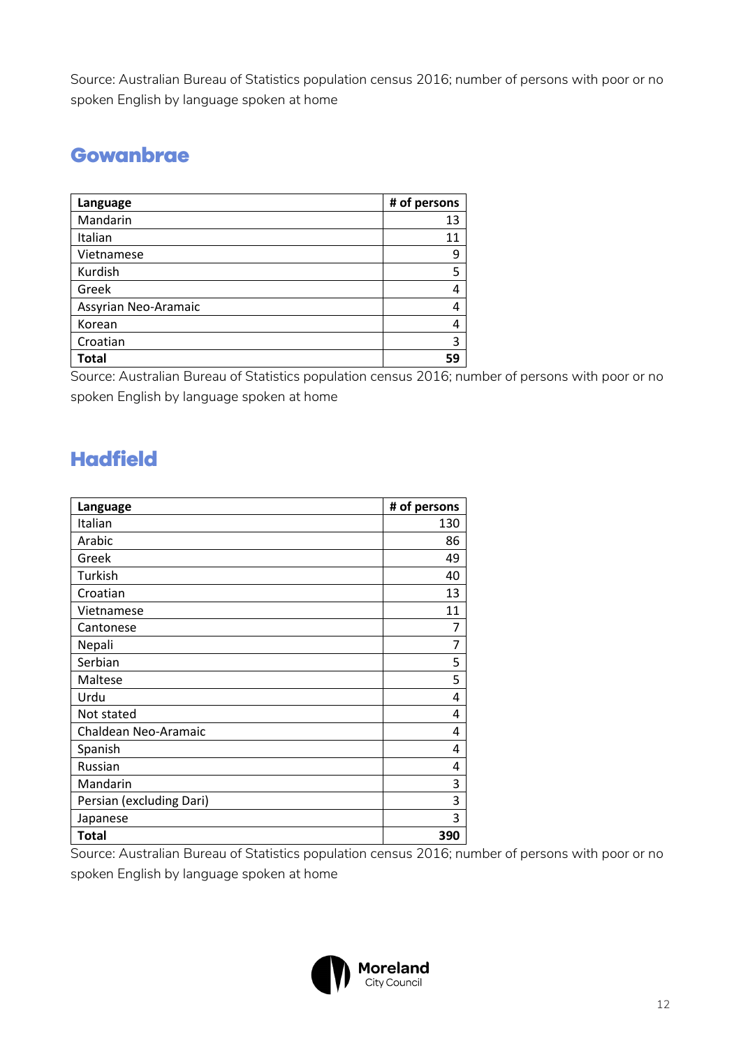Source: Australian Bureau of Statistics population census 2016; number of persons with poor or no spoken English by language spoken at home

## Gowanbrae

| Language | # of persons |
|---|---|
| Mandarin | 13 |
| Italian | 11 |
| Vietnamese | 9 |
| Kurdish | 5 |
| Greek | 4 |
| Assyrian Neo-Aramaic | 4 |
| Korean | 4 |
| Croatian | 3 |
| **Total** | **59** |

Source: Australian Bureau of Statistics population census 2016; number of persons with poor or no spoken English by language spoken at home

## Hadfield

| Language | # of persons |
|---|---|
| Italian | 130 |
| Arabic | 86 |
| Greek | 49 |
| Turkish | 40 |
| Croatian | 13 |
| Vietnamese | 11 |
| Cantonese | 7 |
| Nepali | 7 |
| Serbian | 5 |
| Maltese | 5 |
| Urdu | 4 |
| Not stated | 4 |
| Chaldean Neo-Aramaic | 4 |
| Spanish | 4 |
| Russian | 4 |
| Mandarin | 3 |
| Persian (excluding Dari) | 3 |
| Japanese | 3 |
| **Total** | **390** |

Source: Australian Bureau of Statistics population census 2016; number of persons with poor or no spoken English by language spoken at home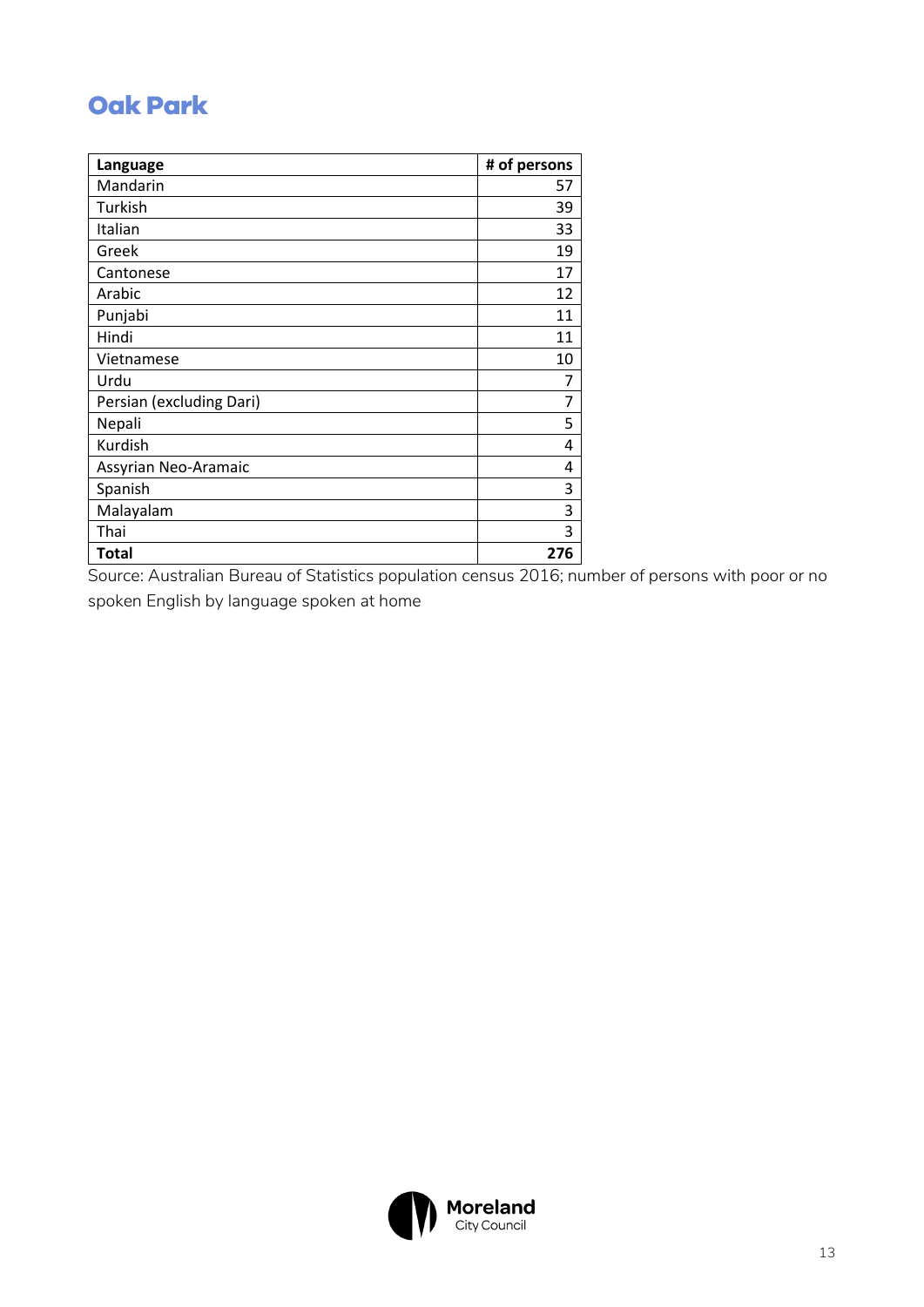## Oak Park

| Language | # of persons |
|---|---|
| Mandarin | 57 |
| Turkish | 39 |
| Italian | 33 |
| Greek | 19 |
| Cantonese | 17 |
| Arabic | 12 |
| Punjabi | 11 |
| Hindi | 11 |
| Vietnamese | 10 |
| Urdu | 7 |
| Persian (excluding Dari) | 7 |
| Nepali | 5 |
| Kurdish | 4 |
| Assyrian Neo-Aramaic | 4 |
| Spanish | 3 |
| Malayalam | 3 |
| Thai | 3 |
| **Total** | **276** |

Source: Australian Bureau of Statistics population census 2016; number of persons with poor or no spoken English by language spoken at home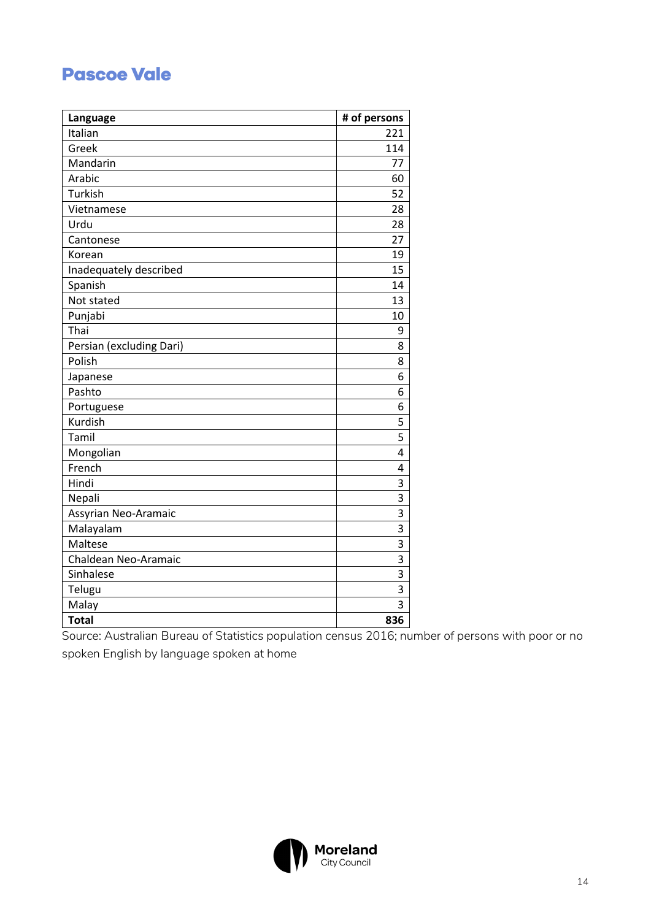# Pascoe Vale

| Language | # of persons |
|---|---|
| Italian | 221 |
| Greek | 114 |
| Mandarin | 77 |
| Arabic | 60 |
| Turkish | 52 |
| Vietnamese | 28 |
| Urdu | 28 |
| Cantonese | 27 |
| Korean | 19 |
| Inadequately described | 15 |
| Spanish | 14 |
| Not stated | 13 |
| Punjabi | 10 |
| Thai | 9 |
| Persian (excluding Dari) | 8 |
| Polish | 8 |
| Japanese | 6 |
| Pashto | 6 |
| Portuguese | 6 |
| Kurdish | 5 |
| Tamil | 5 |
| Mongolian | 4 |
| French | 4 |
| Hindi | 3 |
| Nepali | 3 |
| Assyrian Neo-Aramaic | 3 |
| Malayalam | 3 |
| Maltese | 3 |
| Chaldean Neo-Aramaic | 3 |
| Sinhalese | 3 |
| Telugu | 3 |
| Malay | 3 |
| **Total** | **836** |

Source: Australian Bureau of Statistics population census 2016; number of persons with poor or no spoken English by language spoken at home

Moreland City Council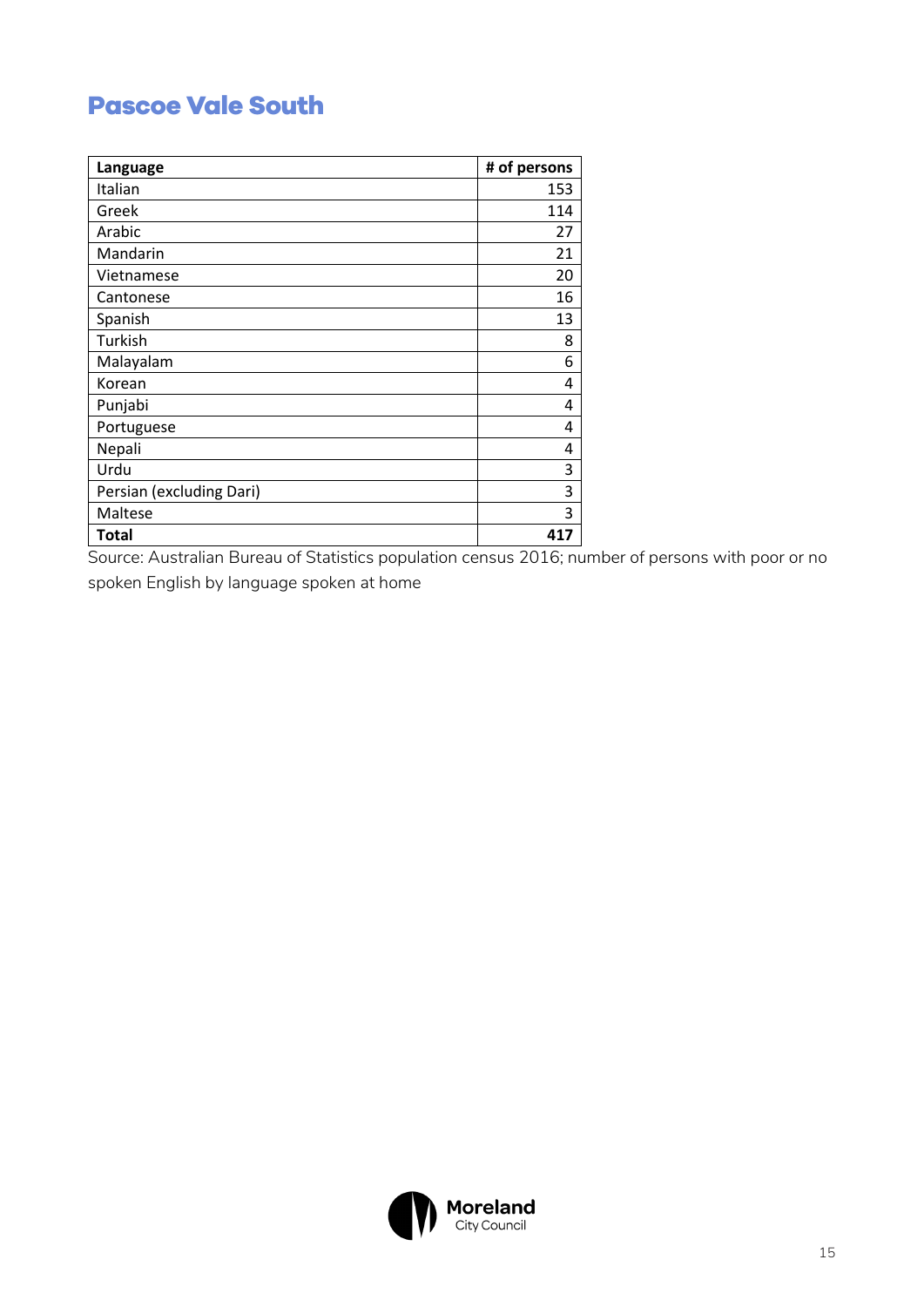## Pascoe Vale South

| Language | # of persons |
|---|---|
| Italian | 153 |
| Greek | 114 |
| Arabic | 27 |
| Mandarin | 21 |
| Vietnamese | 20 |
| Cantonese | 16 |
| Spanish | 13 |
| Turkish | 8 |
| Malayalam | 6 |
| Korean | 4 |
| Punjabi | 4 |
| Portuguese | 4 |
| Nepali | 4 |
| Urdu | 3 |
| Persian (excluding Dari) | 3 |
| Maltese | 3 |
| **Total** | **417** |

Source: Australian Bureau of Statistics population census 2016; number of persons with poor or no spoken English by language spoken at home